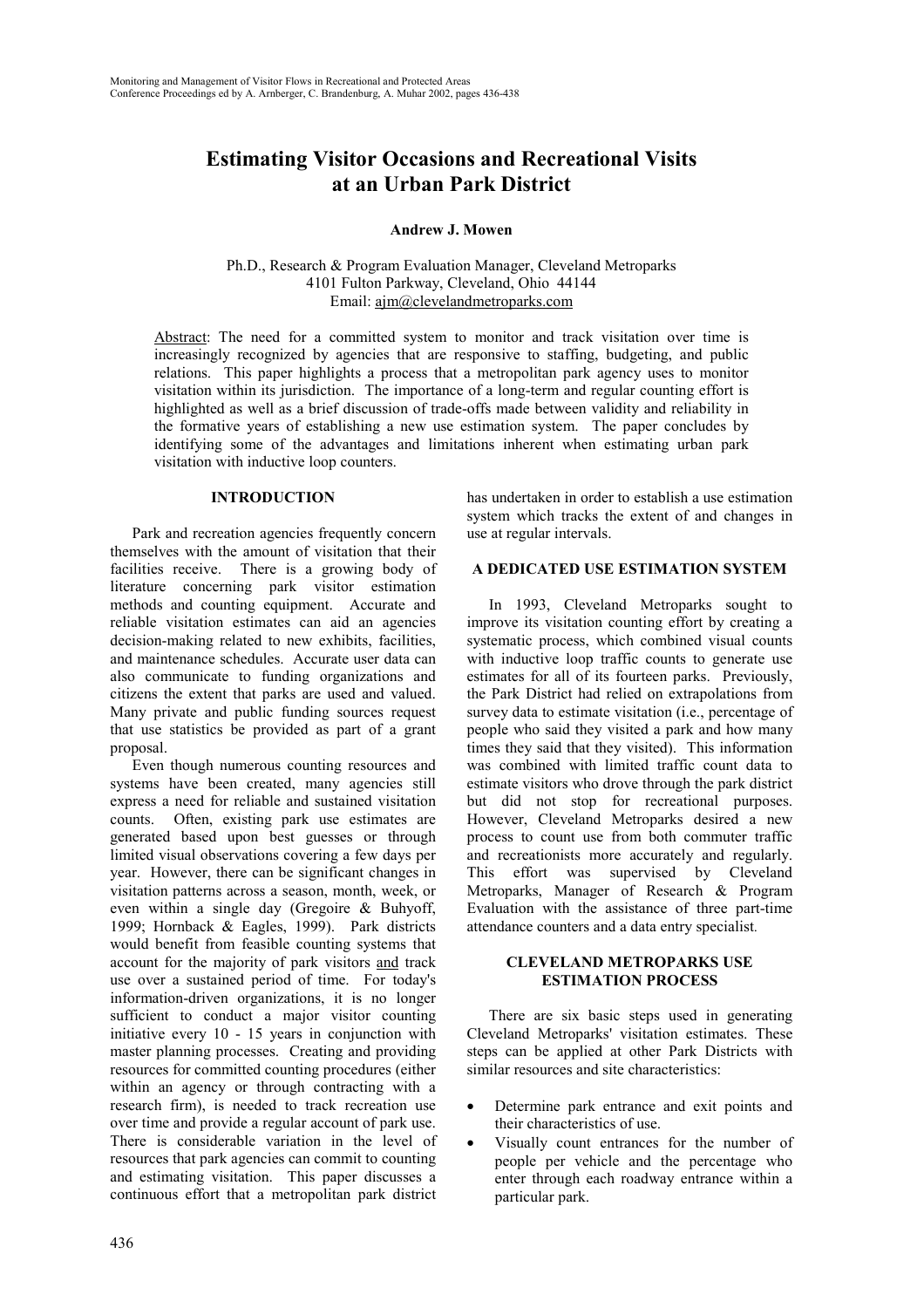# Estimating Visitor Occasions and Recreational Visits at an Urban Park District

**Andrew J. Mowen**

Ph.D., Research & Program Evaluation Manager, Cleveland Metroparks
4101 Fulton Parkway, Cleveland, Ohio 44144
Email: ajm@clevelandmetroparks.com

Abstract: The need for a committed system to monitor and track visitation over time is increasingly recognized by agencies that are responsive to staffing, budgeting, and public relations. This paper highlights a process that a metropolitan park agency uses to monitor visitation within its jurisdiction. The importance of a long-term and regular counting effort is highlighted as well as a brief discussion of trade-offs made between validity and reliability in the formative years of establishing a new use estimation system. The paper concludes by identifying some of the advantages and limitations inherent when estimating urban park visitation with inductive loop counters.

## INTRODUCTION

Park and recreation agencies frequently concern themselves with the amount of visitation that their facilities receive. There is a growing body of literature concerning park visitor estimation methods and counting equipment. Accurate and reliable visitation estimates can aid an agencies decision-making related to new exhibits, facilities, and maintenance schedules. Accurate user data can also communicate to funding organizations and citizens the extent that parks are used and valued. Many private and public funding sources request that use statistics be provided as part of a grant proposal.

Even though numerous counting resources and systems have been created, many agencies still express a need for reliable and sustained visitation counts. Often, existing park use estimates are generated based upon best guesses or through limited visual observations covering a few days per year. However, there can be significant changes in visitation patterns across a season, month, week, or even within a single day (Gregoire & Buhyoff, 1999; Hornback & Eagles, 1999). Park districts would benefit from feasible counting systems that account for the majority of park visitors and track use over a sustained period of time. For today's information-driven organizations, it is no longer sufficient to conduct a major visitor counting initiative every 10 - 15 years in conjunction with master planning processes. Creating and providing resources for committed counting procedures (either within an agency or through contracting with a research firm), is needed to track recreation use over time and provide a regular account of park use. There is considerable variation in the level of resources that park agencies can commit to counting and estimating visitation. This paper discusses a continuous effort that a metropolitan park district has undertaken in order to establish a use estimation system which tracks the extent of and changes in use at regular intervals.

## A DEDICATED USE ESTIMATION SYSTEM

In 1993, Cleveland Metroparks sought to improve its visitation counting effort by creating a systematic process, which combined visual counts with inductive loop traffic counts to generate use estimates for all of its fourteen parks. Previously, the Park District had relied on extrapolations from survey data to estimate visitation (i.e., percentage of people who said they visited a park and how many times they said that they visited). This information was combined with limited traffic count data to estimate visitors who drove through the park district but did not stop for recreational purposes. However, Cleveland Metroparks desired a new process to count use from both commuter traffic and recreationists more accurately and regularly. This effort was supervised by Cleveland Metroparks, Manager of Research & Program Evaluation with the assistance of three part-time attendance counters and a data entry specialist.

## CLEVELAND METROPARKS USE ESTIMATION PROCESS

There are six basic steps used in generating Cleveland Metroparks' visitation estimates. These steps can be applied at other Park Districts with similar resources and site characteristics:

- Determine park entrance and exit points and their characteristics of use.
- Visually count entrances for the number of people per vehicle and the percentage who enter through each roadway entrance within a particular park.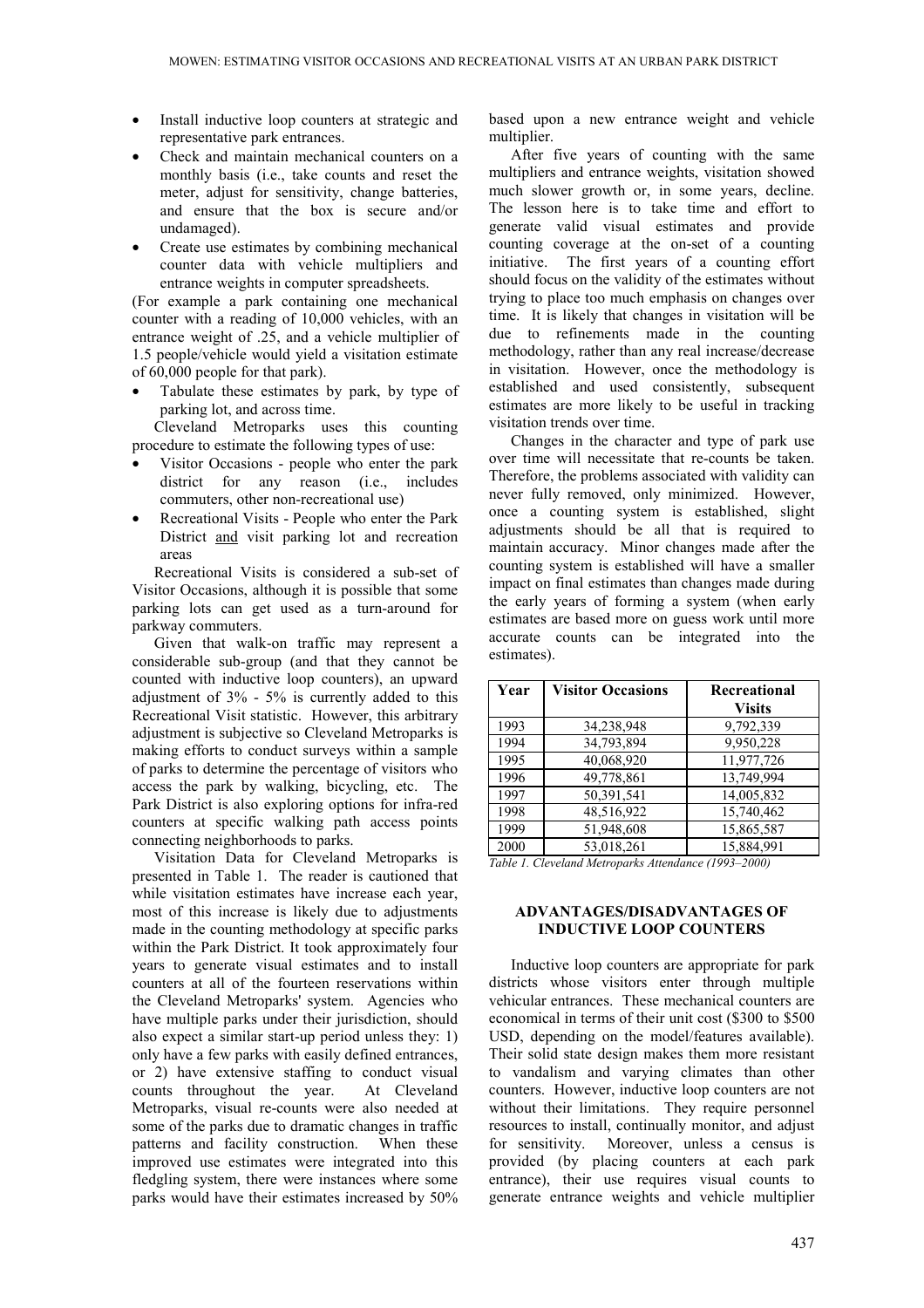- Install inductive loop counters at strategic and representative park entrances.
- Check and maintain mechanical counters on a monthly basis (i.e., take counts and reset the meter, adjust for sensitivity, change batteries, and ensure that the box is secure and/or undamaged).
- Create use estimates by combining mechanical counter data with vehicle multipliers and entrance weights in computer spreadsheets.

(For example a park containing one mechanical counter with a reading of 10,000 vehicles, with an entrance weight of .25, and a vehicle multiplier of 1.5 people/vehicle would yield a visitation estimate of 60,000 people for that park).

- Tabulate these estimates by park, by type of parking lot, and across time.

Cleveland Metroparks uses this counting procedure to estimate the following types of use:

- Visitor Occasions - people who enter the park district for any reason (i.e., includes commuters, other non-recreational use)
- Recreational Visits - People who enter the Park District and visit parking lot and recreation areas

Recreational Visits is considered a sub-set of Visitor Occasions, although it is possible that some parking lots can get used as a turn-around for parkway commuters.

Given that walk-on traffic may represent a considerable sub-group (and that they cannot be counted with inductive loop counters), an upward adjustment of 3% - 5% is currently added to this Recreational Visit statistic. However, this arbitrary adjustment is subjective so Cleveland Metroparks is making efforts to conduct surveys within a sample of parks to determine the percentage of visitors who access the park by walking, bicycling, etc. The Park District is also exploring options for infra-red counters at specific walking path access points connecting neighborhoods to parks.

Visitation Data for Cleveland Metroparks is presented in Table 1. The reader is cautioned that while visitation estimates have increase each year, most of this increase is likely due to adjustments made in the counting methodology at specific parks within the Park District. It took approximately four years to generate visual estimates and to install counters at all of the fourteen reservations within the Cleveland Metroparks' system. Agencies who have multiple parks under their jurisdiction, should also expect a similar start-up period unless they: 1) only have a few parks with easily defined entrances, or 2) have extensive staffing to conduct visual counts throughout the year. At Cleveland Metroparks, visual re-counts were also needed at some of the parks due to dramatic changes in traffic patterns and facility construction. When these improved use estimates were integrated into this fledgling system, there were instances where some parks would have their estimates increased by 50% based upon a new entrance weight and vehicle multiplier.

After five years of counting with the same multipliers and entrance weights, visitation showed much slower growth or, in some years, decline. The lesson here is to take time and effort to generate valid visual estimates and provide counting coverage at the on-set of a counting initiative. The first years of a counting effort should focus on the validity of the estimates without trying to place too much emphasis on changes over time. It is likely that changes in visitation will be due to refinements made in the counting methodology, rather than any real increase/decrease in visitation. However, once the methodology is established and used consistently, subsequent estimates are more likely to be useful in tracking visitation trends over time.

Changes in the character and type of park use over time will necessitate that re-counts be taken. Therefore, the problems associated with validity can never fully removed, only minimized. However, once a counting system is established, slight adjustments should be all that is required to maintain accuracy. Minor changes made after the counting system is established will have a smaller impact on final estimates than changes made during the early years of forming a system (when early estimates are based more on guess work until more accurate counts can be integrated into the estimates).

| Year | Visitor Occasions | Recreational Visits |
|---|---|---|
| 1993 | 34,238,948 | 9,792,339 |
| 1994 | 34,793,894 | 9,950,228 |
| 1995 | 40,068,920 | 11,977,726 |
| 1996 | 49,778,861 | 13,749,994 |
| 1997 | 50,391,541 | 14,005,832 |
| 1998 | 48,516,922 | 15,740,462 |
| 1999 | 51,948,608 | 15,865,587 |
| 2000 | 53,018,261 | 15,884,991 |

*Table 1. Cleveland Metroparks Attendance (1993–2000)*

## ADVANTAGES/DISADVANTAGES OF INDUCTIVE LOOP COUNTERS

Inductive loop counters are appropriate for park districts whose visitors enter through multiple vehicular entrances. These mechanical counters are economical in terms of their unit cost ($300 to $500 USD, depending on the model/features available). Their solid state design makes them more resistant to vandalism and varying climates than other counters. However, inductive loop counters are not without their limitations. They require personnel resources to install, continually monitor, and adjust for sensitivity. Moreover, unless a census is provided (by placing counters at each park entrance), their use requires visual counts to generate entrance weights and vehicle multiplier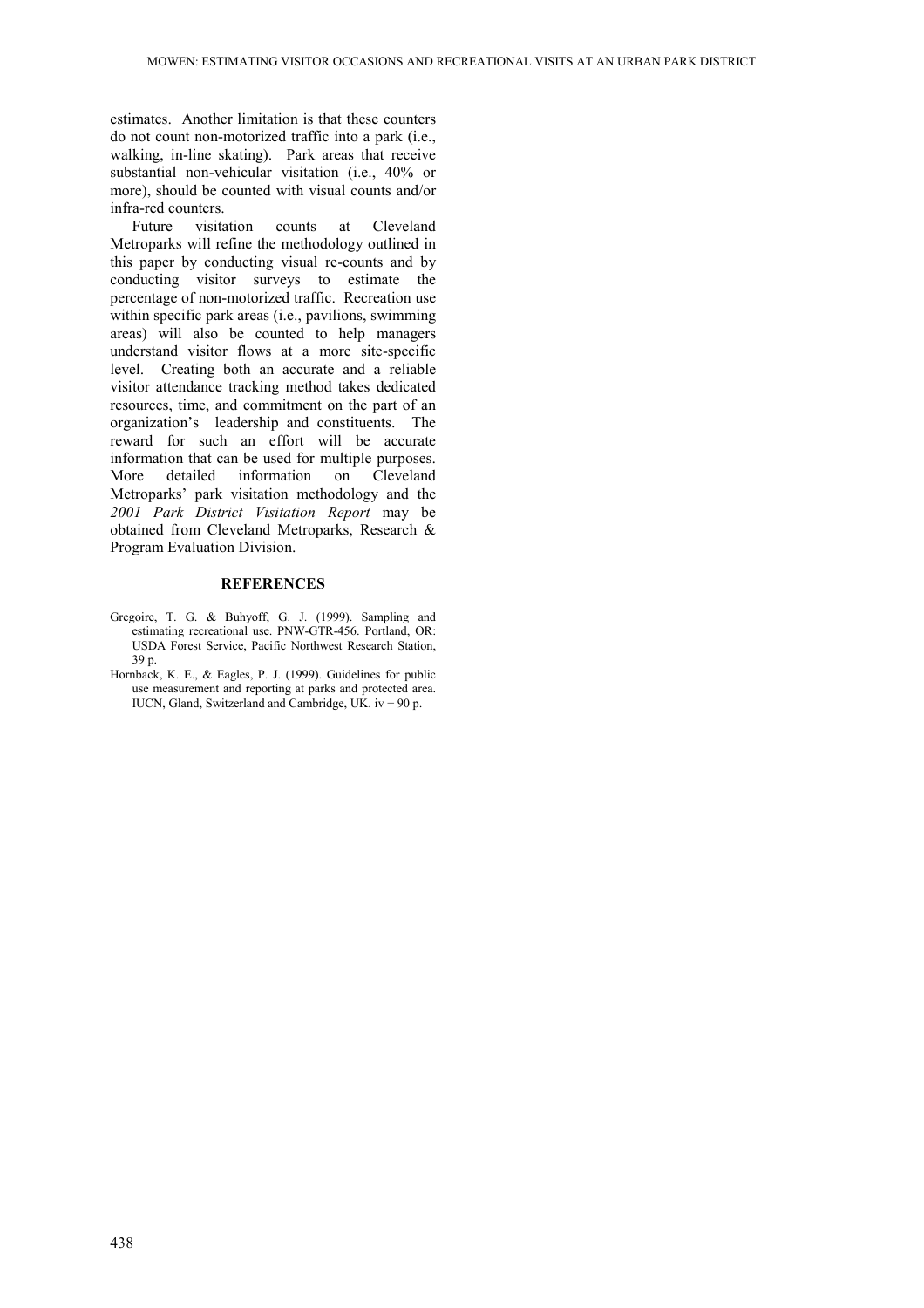estimates. Another limitation is that these counters do not count non-motorized traffic into a park (i.e., walking, in-line skating). Park areas that receive substantial non-vehicular visitation (i.e., 40% or more), should be counted with visual counts and/or infra-red counters.

Future visitation counts at Cleveland Metroparks will refine the methodology outlined in this paper by conducting visual re-counts <u>and</u> by conducting visitor surveys to estimate the percentage of non-motorized traffic. Recreation use within specific park areas (i.e., pavilions, swimming areas) will also be counted to help managers understand visitor flows at a more site-specific level. Creating both an accurate and a reliable visitor attendance tracking method takes dedicated resources, time, and commitment on the part of an organization's leadership and constituents. The reward for such an effort will be accurate information that can be used for multiple purposes. More detailed information on Cleveland Metroparks' park visitation methodology and the *2001 Park District Visitation Report* may be obtained from Cleveland Metroparks, Research & Program Evaluation Division.

## REFERENCES

Gregoire, T. G. & Buhyoff, G. J. (1999). Sampling and estimating recreational use. PNW-GTR-456. Portland, OR: USDA Forest Service, Pacific Northwest Research Station, 39 p.

Hornback, K. E., & Eagles, P. J. (1999). Guidelines for public use measurement and reporting at parks and protected area. IUCN, Gland, Switzerland and Cambridge, UK. iv + 90 p.